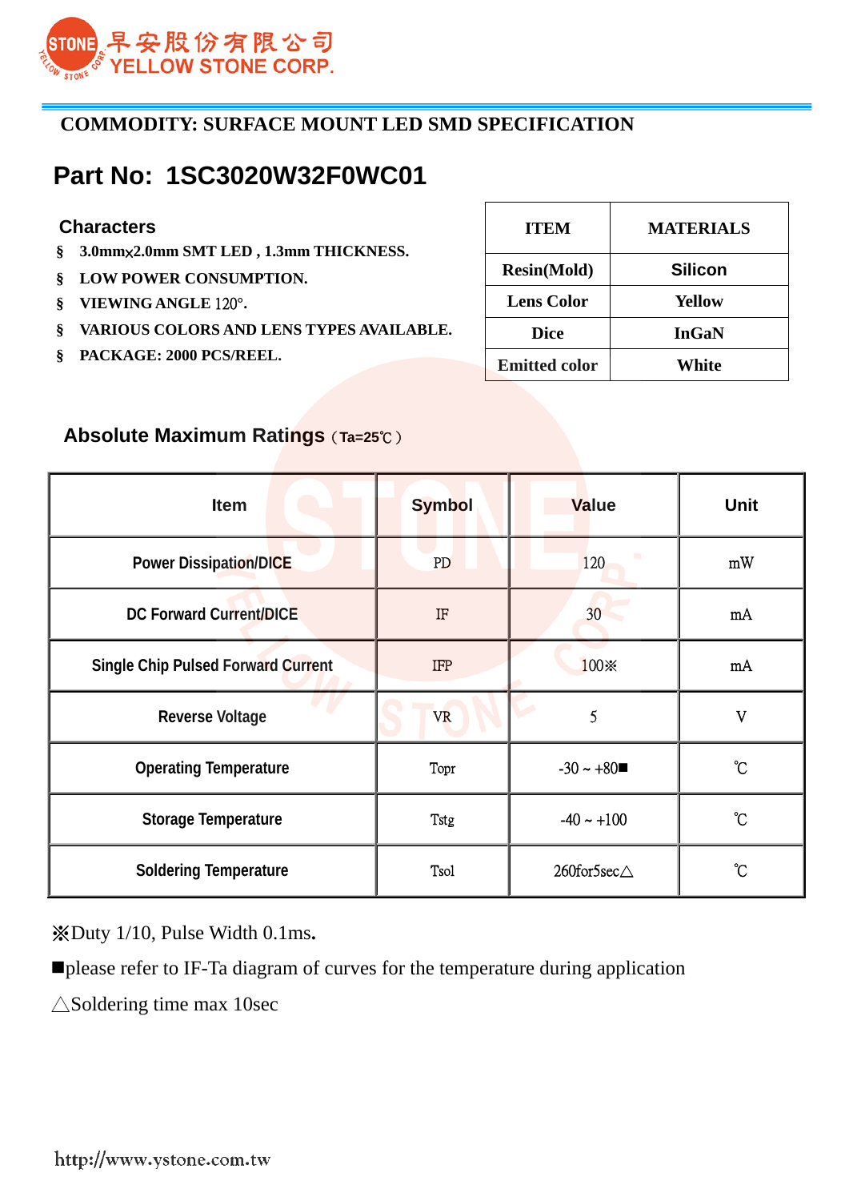早安股份有限公司
YELLOW STONE CORP.

**COMMODITY: SURFACE MOUNT LED SMD SPECIFICATION**

# Part No: 1SC3020W32F0WC01

## Characters

- § **3.0mmx2.0mm SMT LED , 1.3mm THICKNESS.**
- § **LOW POWER CONSUMPTION.**
- § **VIEWING ANGLE 120°.**
- § **VARIOUS COLORS AND LENS TYPES AVAILABLE.**
- § **PACKAGE: 2000 PCS/REEL.**

| ITEM | MATERIALS |
|---|---|
| Resin(Mold) | Silicon |
| Lens Color | Yellow |
| Dice | InGaN |
| Emitted color | White |

## Absolute Maximum Ratings（Ta=25℃）

| Item | Symbol | Value | Unit |
|---|---|---|---|
| Power Dissipation/DICE | PD | 120 | mW |
| DC Forward Current/DICE | IF | 30 | mA |
| Single Chip Pulsed Forward Current | IFP | 100※ | mA |
| Reverse Voltage | VR | 5 | V |
| Operating Temperature | Topr | -30 ~ +80■ | ℃ |
| Storage Temperature | Tstg | -40 ~ +100 | ℃ |
| Soldering Temperature | Tsol | 260for5sec△ | ℃ |

※Duty 1/10, Pulse Width 0.1ms.

■please refer to IF-Ta diagram of curves for the temperature during application

△Soldering time max 10sec

http://www.ystone.com.tw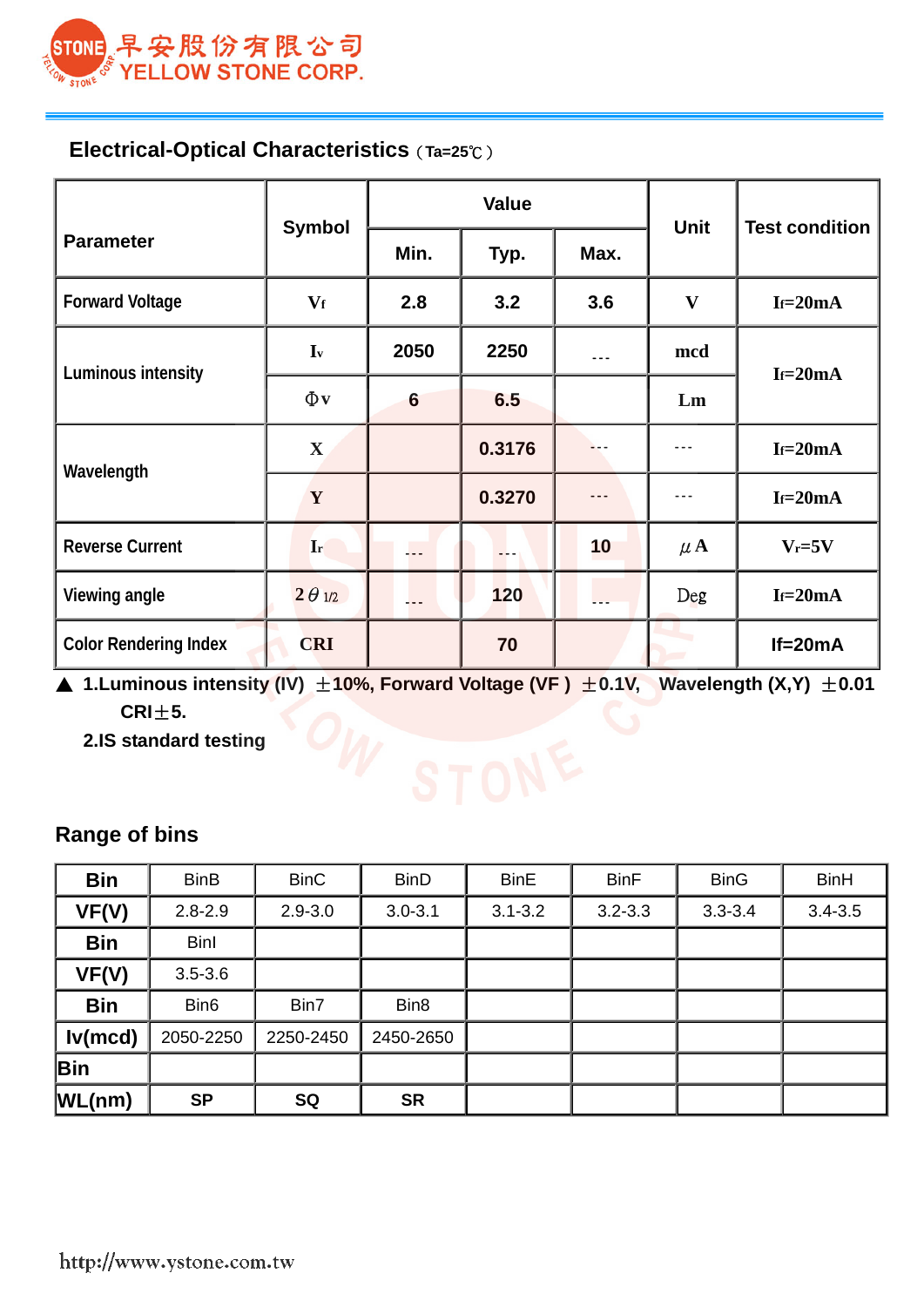# 早安股份有限公司 YELLOW STONE CORP.

## Electrical-Optical Characteristics（Ta=25℃）

| Parameter | Symbol | Value | | | Unit | Test condition |
|---|---|---|---|---|---|---|
| | | Min. | Typ. | Max. | | |
| Forward Voltage | $V_f$ | 2.8 | 3.2 | 3.6 | V | $I_f$=20mA |
| Luminous intensity | $I_v$ | 2050 | 2250 | --- | mcd | $I_f$=20mA |
| | Φv | 6 | 6.5 | | Lm | |
| Wavelength | X | | 0.3176 | --- | --- | $I_f$=20mA |
| | Y | | 0.3270 | --- | --- | $I_f$=20mA |
| Reverse Current | $I_r$ | --- | --- | 10 | μA | $V_r$=5V |
| Viewing angle | $2\theta_{1/2}$ | --- | 120 | --- | Deg | $I_f$=20mA |
| Color Rendering Index | CRI | | 70 | | | If=20mA |

▲ 1.Luminous intensity (IV) ±10%, Forward Voltage (VF ) ±0.1V, Wavelength (X,Y) ±0.01 CRI±5.

2.IS standard testing

## Range of bins

| Bin | BinB | BinC | BinD | BinE | BinF | BinG | BinH |
|---|---|---|---|---|---|---|---|
| VF(V) | 2.8-2.9 | 2.9-3.0 | 3.0-3.1 | 3.1-3.2 | 3.2-3.3 | 3.3-3.4 | 3.4-3.5 |
| Bin | BinI | | | | | | |
| VF(V) | 3.5-3.6 | | | | | | |
| Bin | Bin6 | Bin7 | Bin8 | | | | |
| Iv(mcd) | 2050-2250 | 2250-2450 | 2450-2650 | | | | |
| Bin | | | | | | | |
| WL(nm) | SP | SQ | SR | | | | |

http://www.ystone.com.tw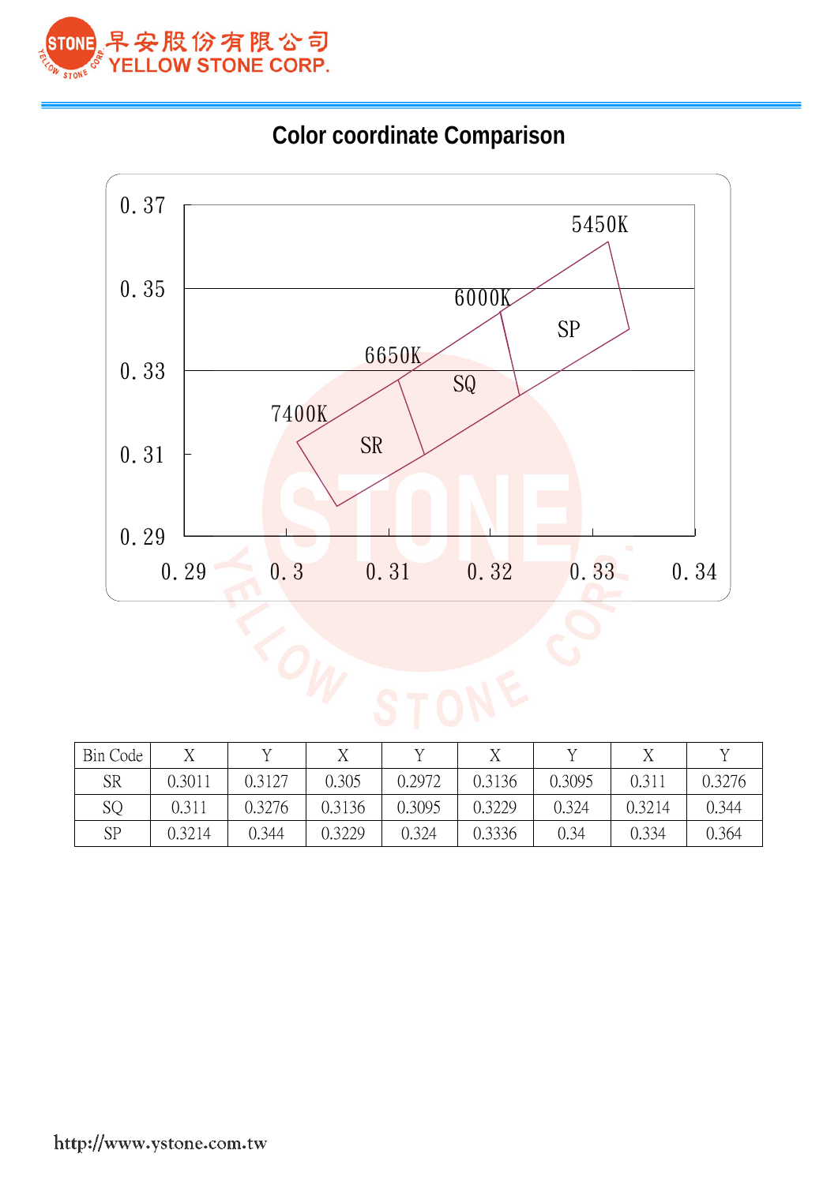## Color coordinate Comparison

| Bin Code | X | Y | X | Y | X | Y | X | Y |
|---|---|---|---|---|---|---|---|---|
| SR | 0.3011 | 0.3127 | 0.305 | 0.2972 | 0.3136 | 0.3095 | 0.311 | 0.3276 |
| SQ | 0.311 | 0.3276 | 0.3136 | 0.3095 | 0.3229 | 0.324 | 0.3214 | 0.344 |
| SP | 0.3214 | 0.344 | 0.3229 | 0.324 | 0.3336 | 0.34 | 0.334 | 0.364 |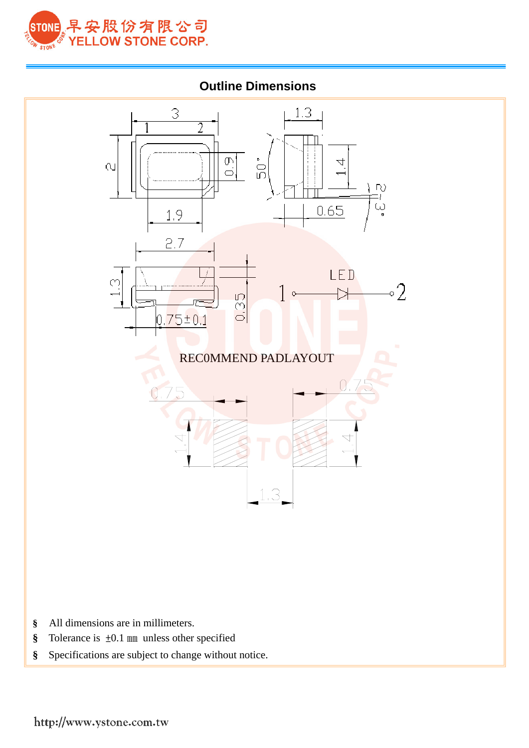## Outline Dimensions

RECOMMEND PADLAYOUT

- All dimensions are in millimeters.
- Tolerance is ±0.1 ㎜ unless other specified
- Specifications are subject to change without notice.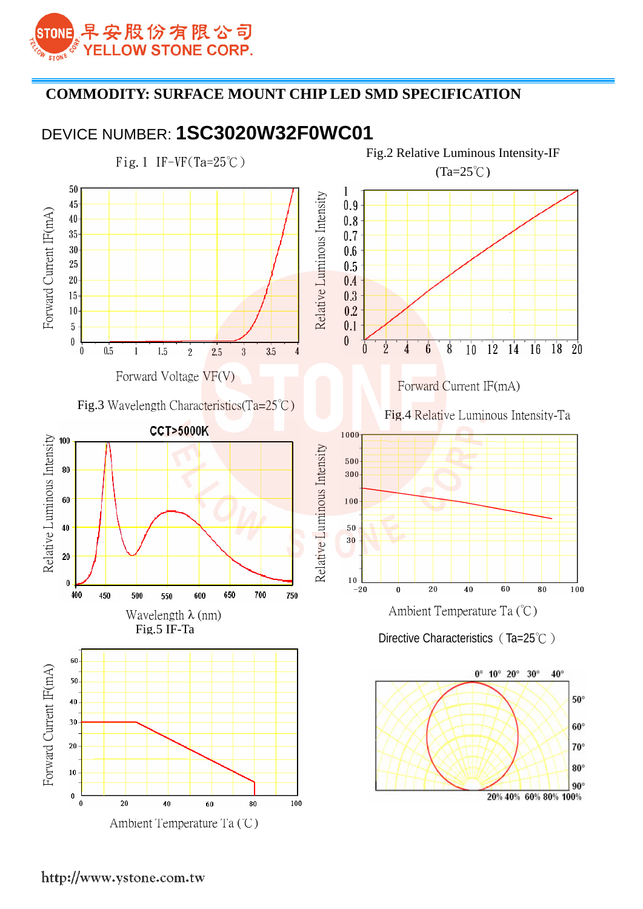# COMMODITY: SURFACE MOUNT CHIP LED SMD SPECIFICATION

DEVICE NUMBER: **1SC3020W32F0WC01**

Fig. 1 IF-VF(Ta=25℃)

Forward Current IF(mA)

Forward Voltage VF(V)

Fig.2 Relative Luminous Intensity-IF (Ta=25℃)

Relative Luminous Intensity

Forward Current IF(mA)

Fig.3 Wavelength Characteristics(Ta=25℃)

CCT>5000K

Relative Luminous Intensity

Wavelength λ (nm)

Fig.4 Relative Luminous Intensity-Ta

Relative Luminous Intensity

Ambient Temperature Ta (℃)

Fig.5 IF-Ta

Forward Current IF(mA)

Ambient Temperature Ta (℃)

Directive Characteristics（Ta=25℃）

http://www.ystone.com.tw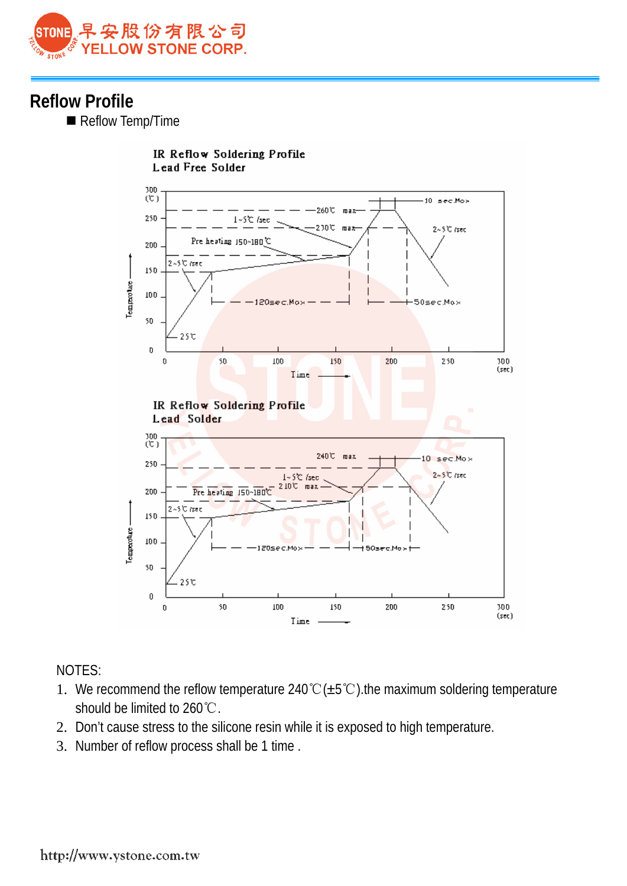## Reflow Profile

- Reflow Temp/Time

IR Reflow Soldering Profile
Lead Free Solder

IR Reflow Soldering Profile
Lead Solder

NOTES:

1. We recommend the reflow temperature 240℃(±5℃).the maximum soldering temperature should be limited to 260℃.
2. Don’t cause stress to the silicone resin while it is exposed to high temperature.
3. Number of reflow process shall be 1 time .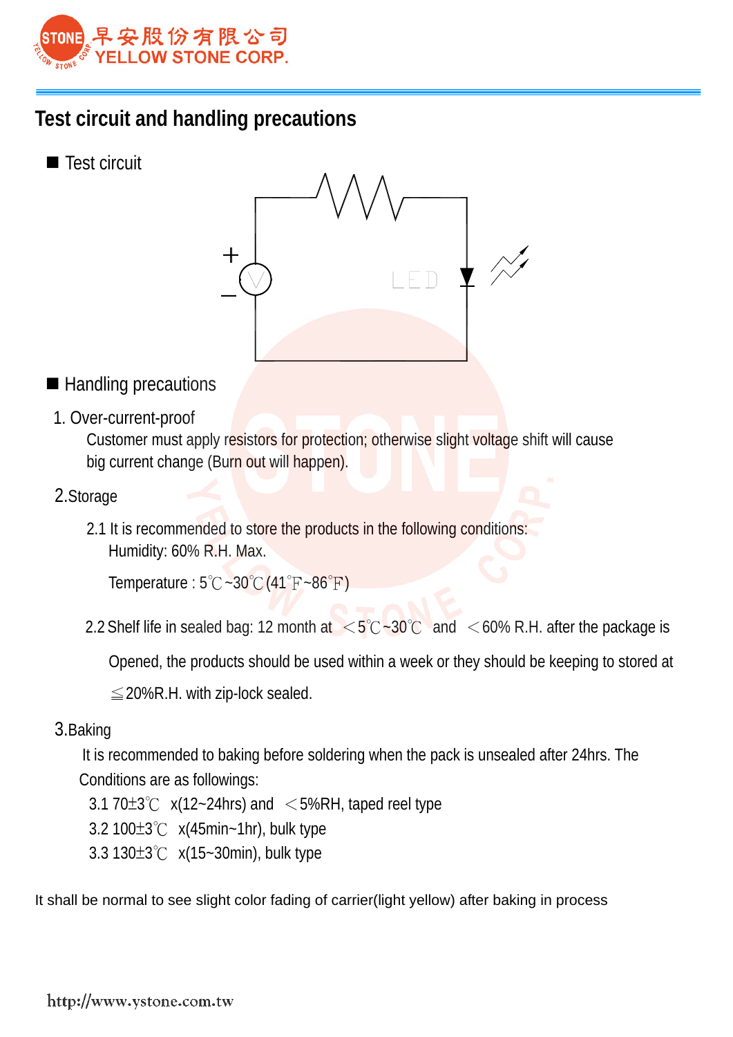# Test circuit and handling precautions

■ Test circuit

■ Handling precautions

1. Over-current-proof

   Customer must apply resistors for protection; otherwise slight voltage shift will cause big current change (Burn out will happen).

2. Storage

   2.1 It is recommended to store the products in the following conditions:

   Humidity: 60% R.H. Max.

   Temperature : 5℃~30℃(41℉~86℉)

   2.2 Shelf life in sealed bag: 12 month at ＜5℃~30℃ and ＜60% R.H. after the package is Opened, the products should be used within a week or they should be keeping to stored at ≦20%R.H. with zip-lock sealed.

3. Baking

   It is recommended to baking before soldering when the pack is unsealed after 24hrs. The Conditions are as followings:

   3.1 70±3℃ x(12~24hrs) and ＜5%RH, taped reel type

   3.2 100±3℃ x(45min~1hr), bulk type

   3.3 130±3℃ x(15~30min), bulk type

It shall be normal to see slight color fading of carrier(light yellow) after baking in process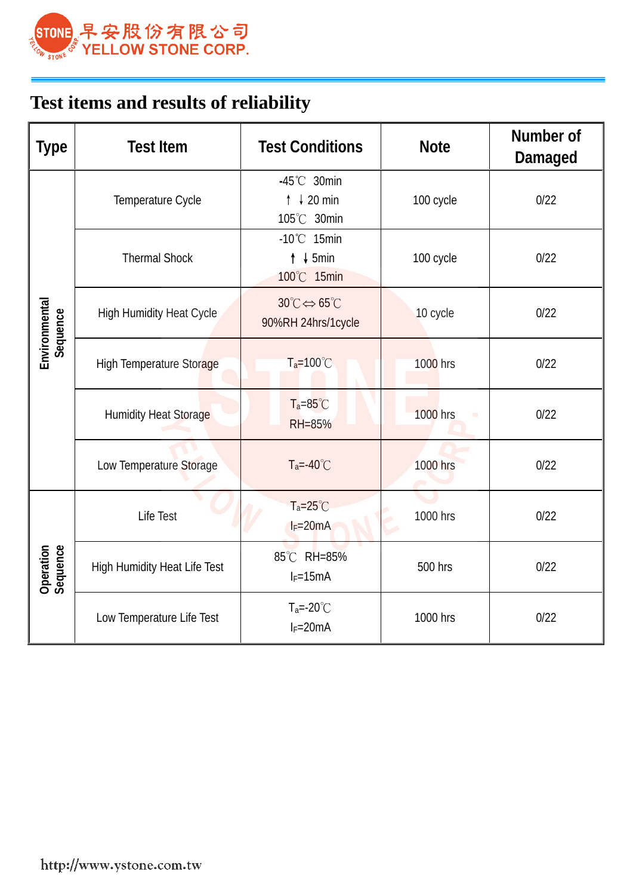# Test items and results of reliability

| Type | Test Item | Test Conditions | Note | Number of Damaged |
|---|---|---|---|---|
| Environmental Sequence | Temperature Cycle | -45℃ 30min ↑ ↓ 20 min 105℃ 30min | 100 cycle | 0/22 |
| | Thermal Shock | -10℃ 15min ↑ ↓ 5min 100℃ 15min | 100 cycle | 0/22 |
| | High Humidity Heat Cycle | 30℃⇔ 65℃ 90%RH 24hrs/1cycle | 10 cycle | 0/22 |
| | High Temperature Storage | $T_a$=100℃ | 1000 hrs | 0/22 |
| | Humidity Heat Storage | $T_a$=85℃ RH=85% | 1000 hrs | 0/22 |
| | Low Temperature Storage | $T_a$=-40℃ | 1000 hrs | 0/22 |
| Operation Sequence | Life Test | $T_a$=25℃ $I_F$=20mA | 1000 hrs | 0/22 |
| | High Humidity Heat Life Test | 85℃ RH=85% $I_F$=15mA | 500 hrs | 0/22 |
| | Low Temperature Life Test | $T_a$=-20℃ $I_F$=20mA | 1000 hrs | 0/22 |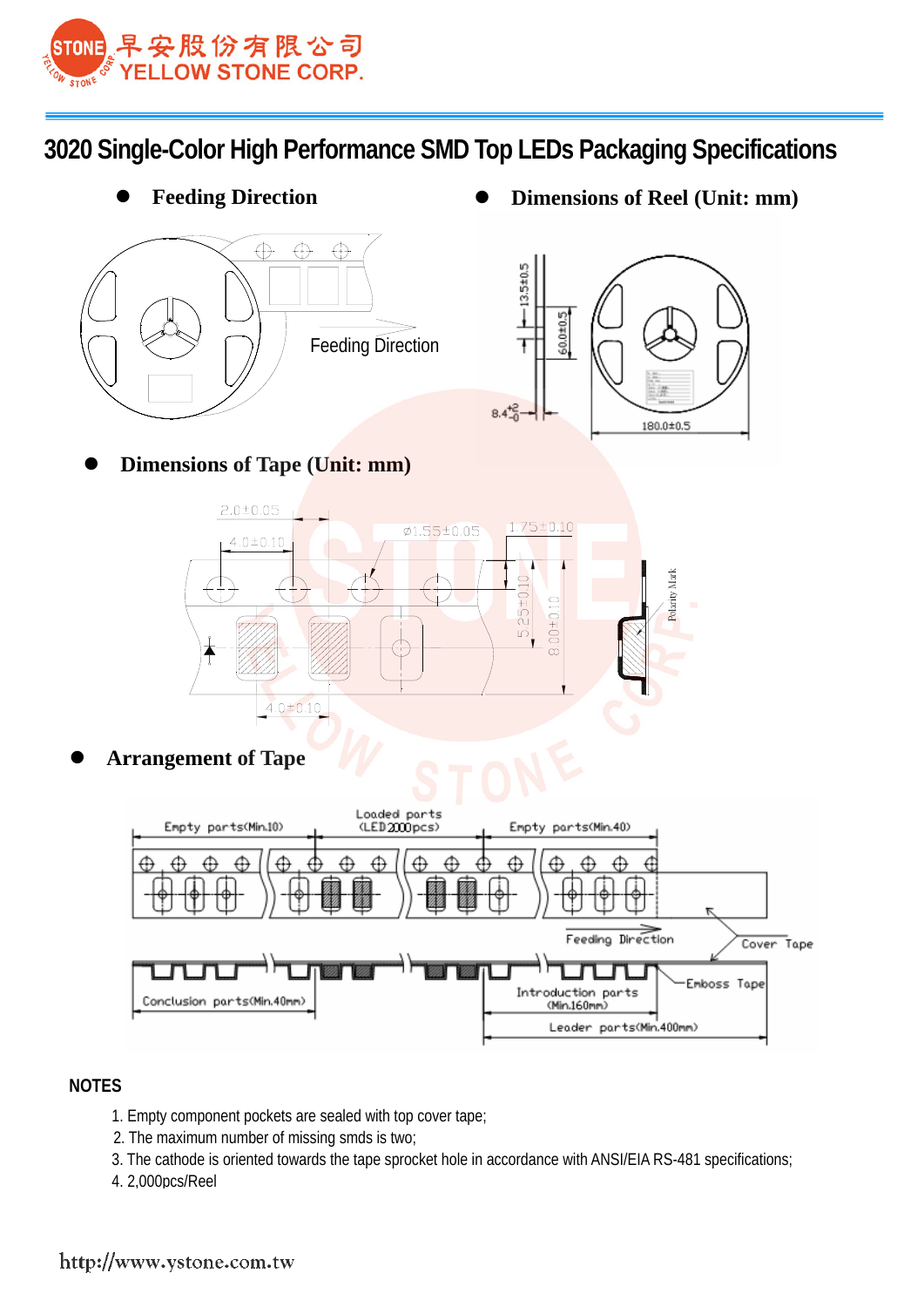# 3020 Single-Color High Performance SMD Top LEDs Packaging Specifications

- **Feeding Direction**

Feeding Direction

- **Dimensions of Reel (Unit: mm)**

13.5±0.5

60.0±0.5

$8.4^{+2}_{-0}$

180.0±0.5

- **Dimensions of Tape (Unit: mm)**

2.0±0.05

4.0±0.10

Ø1.55±0.05

1.75±0.10

5.25±0.10

8.00±0.10

Polarity Mark

4.0±0.10

- **Arrangement of Tape**

Empty parts(Min.10)

Loaded parts (LED 2000pcs)

Empty parts(Min.40)

Feeding Direction

Cover Tape

Emboss Tape

Conclusion parts(Min.40mm)

Introduction parts (Min.160mm)

Leader parts(Min.400mm)

**NOTES**

1. Empty component pockets are sealed with top cover tape;
2. The maximum number of missing smds is two;
3. The cathode is oriented towards the tape sprocket hole in accordance with ANSI/EIA RS-481 specifications;
4. 2,000pcs/Reel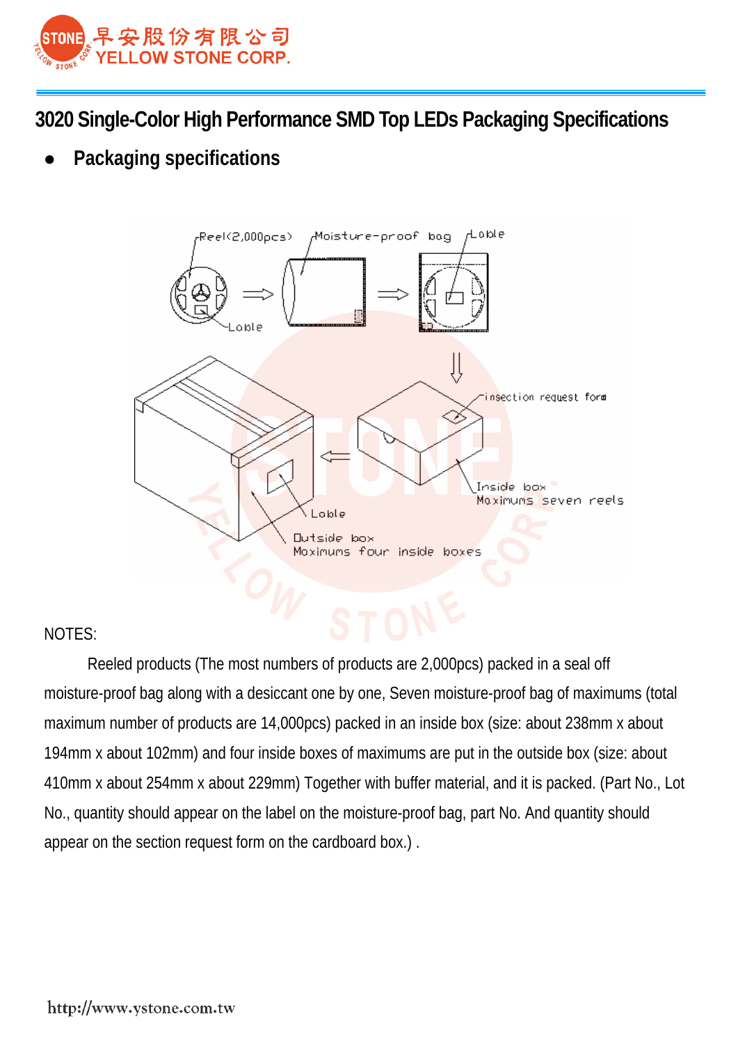# 3020 Single-Color High Performance SMD Top LEDs Packaging Specifications

- **Packaging specifications**

NOTES:

Reeled products (The most numbers of products are 2,000pcs) packed in a seal off moisture-proof bag along with a desiccant one by one, Seven moisture-proof bag of maximums (total maximum number of products are 14,000pcs) packed in an inside box (size: about 238mm x about 194mm x about 102mm) and four inside boxes of maximums are put in the outside box (size: about 410mm x about 254mm x about 229mm) Together with buffer material, and it is packed. (Part No., Lot No., quantity should appear on the label on the moisture-proof bag, part No. And quantity should appear on the section request form on the cardboard box.) .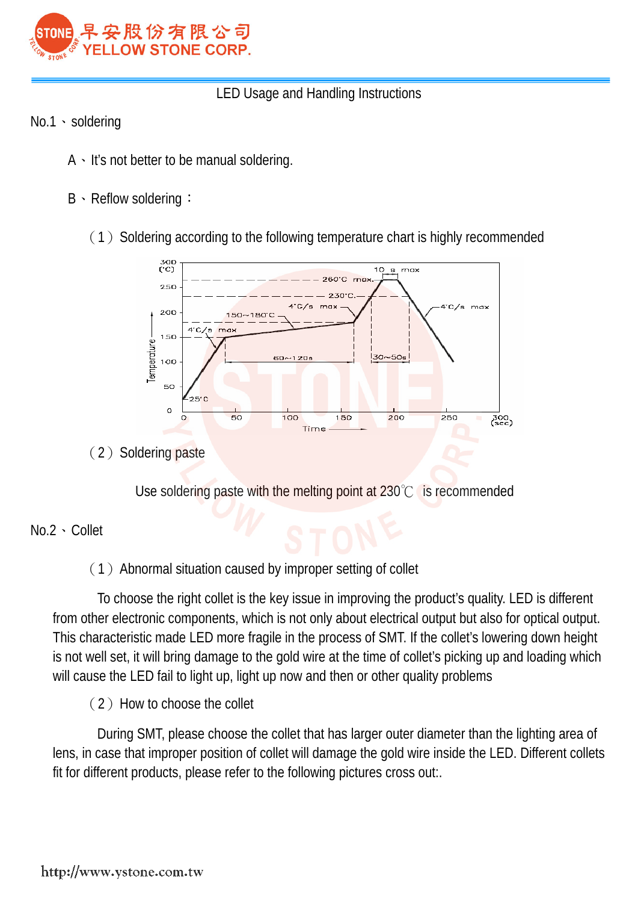LED Usage and Handling Instructions

No.1、soldering

A、It's not better to be manual soldering.

B、Reflow soldering：

（1）Soldering according to the following temperature chart is highly recommended

（2）Soldering paste

Use soldering paste with the melting point at 230℃ is recommended

No.2、Collet

（1）Abnormal situation caused by improper setting of collet

To choose the right collet is the key issue in improving the product's quality. LED is different from other electronic components, which is not only about electrical output but also for optical output. This characteristic made LED more fragile in the process of SMT. If the collet's lowering down height is not well set, it will bring damage to the gold wire at the time of collet's picking up and loading which will cause the LED fail to light up, light up now and then or other quality problems

（2）How to choose the collet

During SMT, please choose the collet that has larger outer diameter than the lighting area of lens, in case that improper position of collet will damage the gold wire inside the LED. Different collets fit for different products, please refer to the following pictures cross out:.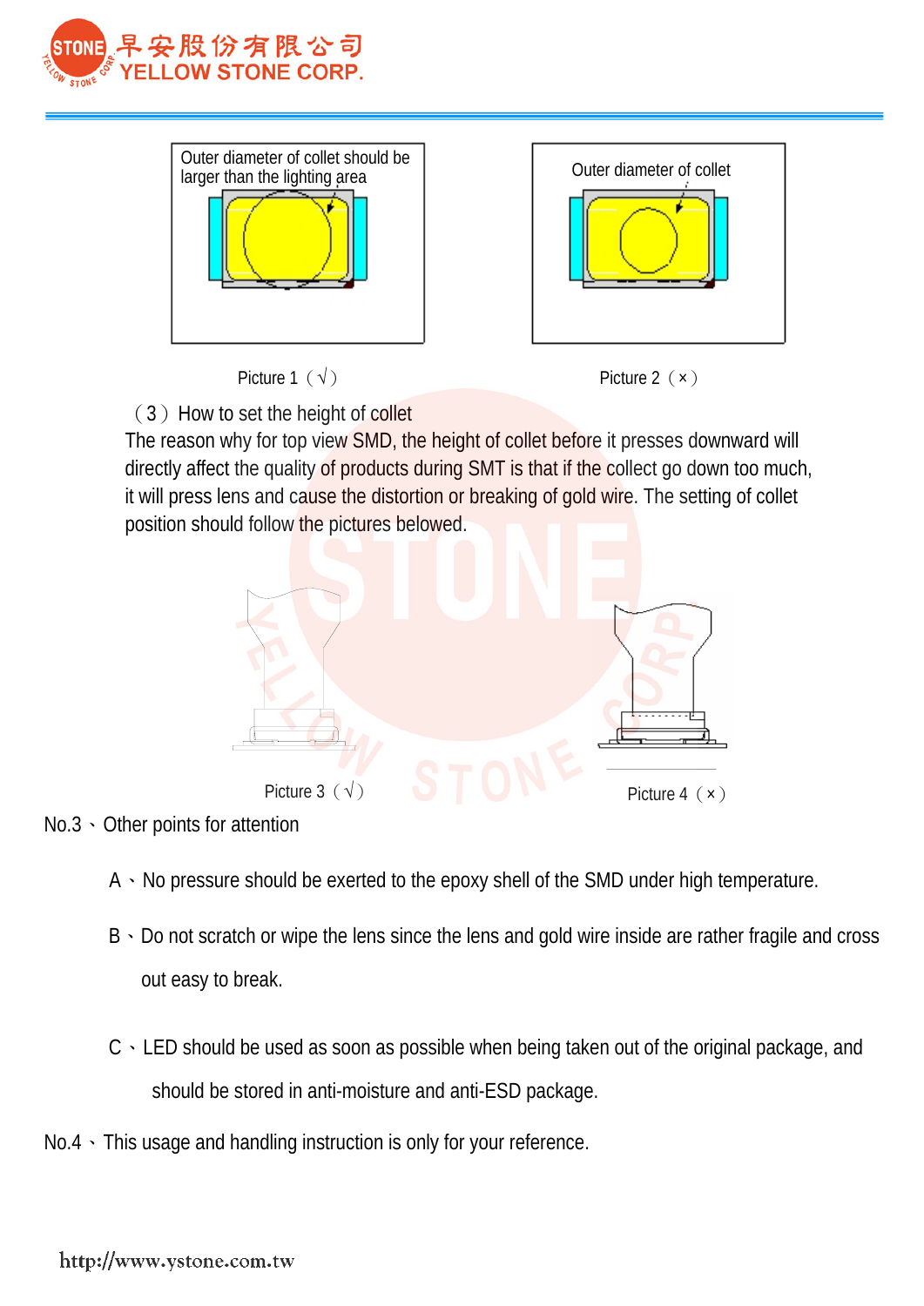Outer diameter of collet should be larger than the lighting area

Outer diameter of collet

Picture 1（√）

Picture 2（×）

（3）How to set the height of collet

The reason why for top view SMD, the height of collet before it presses downward will directly affect the quality of products during SMT is that if the collect go down too much, it will press lens and cause the distortion or breaking of gold wire. The setting of collet position should follow the pictures belowed.

Picture 3（√）

Picture 4（×）

No.3、Other points for attention

A、No pressure should be exerted to the epoxy shell of the SMD under high temperature.

B、Do not scratch or wipe the lens since the lens and gold wire inside are rather fragile and cross out easy to break.

C、LED should be used as soon as possible when being taken out of the original package, and should be stored in anti-moisture and anti-ESD package.

No.4、This usage and handling instruction is only for your reference.